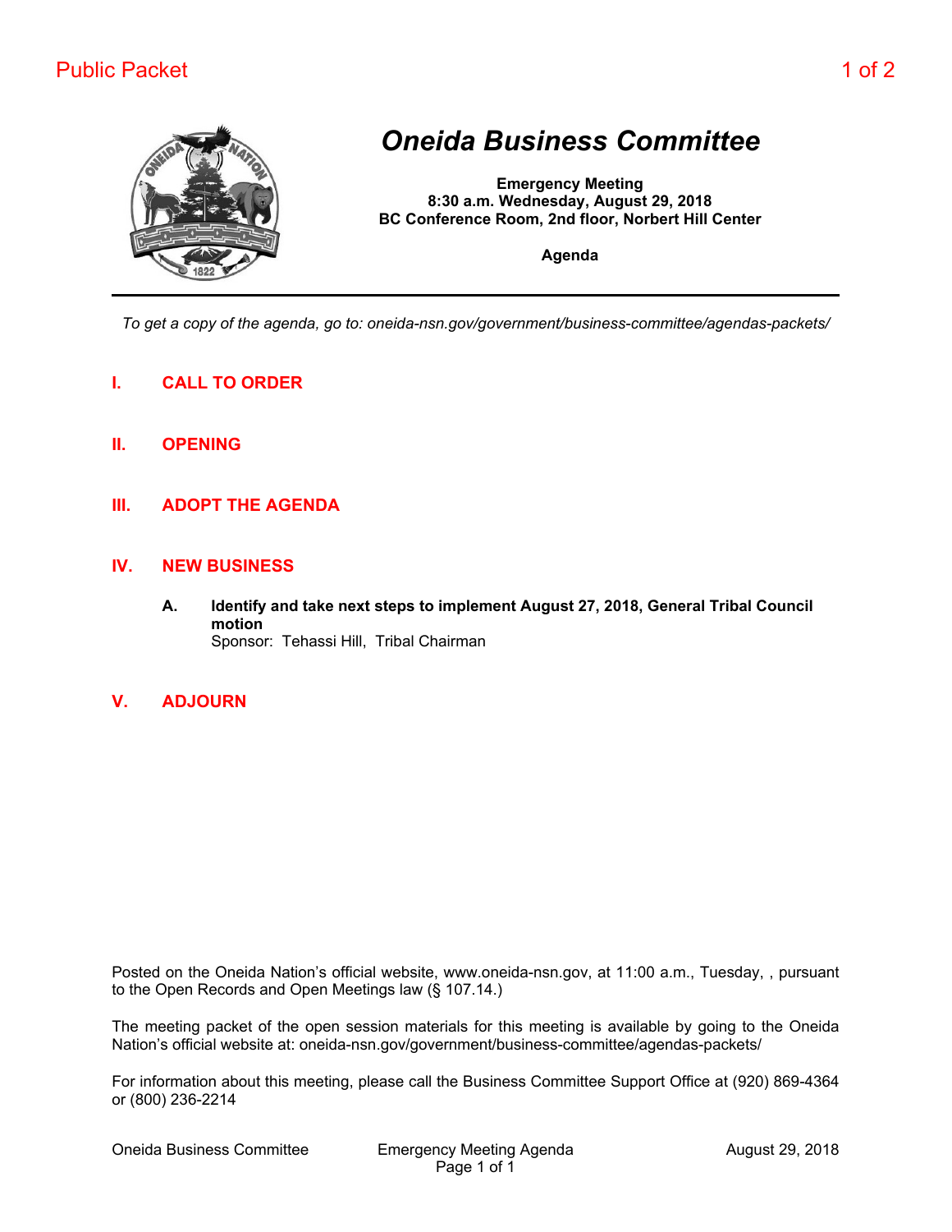# *Oneida Business Committee*

**Emergency Meeting**
**8:30 a.m. Wednesday, August 29, 2018**
**BC Conference Room, 2nd floor, Norbert Hill Center**

**Agenda**

*To get a copy of the agenda, go to: oneida-nsn.gov/government/business-committee/agendas-packets/*

## I. CALL TO ORDER

## II. OPENING

## III. ADOPT THE AGENDA

## IV. NEW BUSINESS

**A. Identify and take next steps to implement August 27, 2018, General Tribal Council motion**
Sponsor: Tehassi Hill, Tribal Chairman

## V. ADJOURN

Posted on the Oneida Nation's official website, www.oneida-nsn.gov, at 11:00 a.m., Tuesday, , pursuant to the Open Records and Open Meetings law (§ 107.14.)

The meeting packet of the open session materials for this meeting is available by going to the Oneida Nation's official website at: oneida-nsn.gov/government/business-committee/agendas-packets/

For information about this meeting, please call the Business Committee Support Office at (920) 869-4364 or (800) 236-2214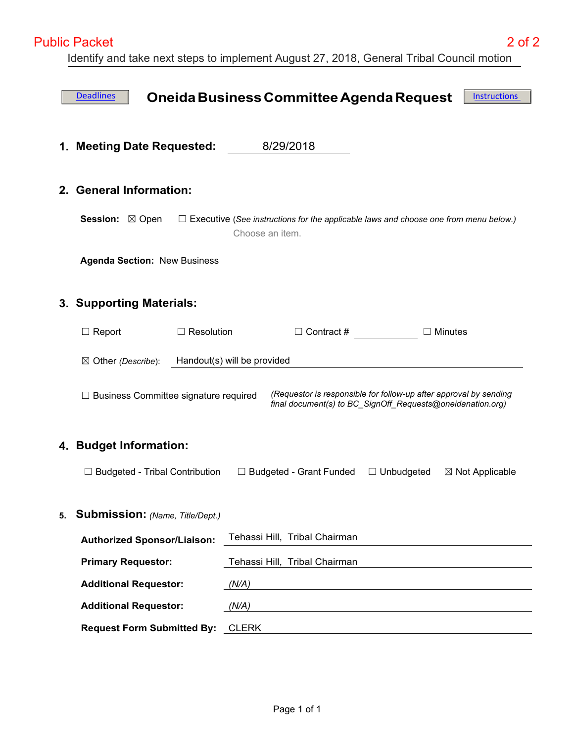Identify and take next steps to implement August 27, 2018, General Tribal Council motion

Deadlines

# Oneida Business Committee Agenda Request

Instructions

## 1. Meeting Date Requested: 8/29/2018

## 2. General Information:

**Session:** ☒ Open ☐ Executive (*See instructions for the applicable laws and choose one from menu below.)*

Choose an item.

**Agenda Section:** New Business

## 3. Supporting Materials:

☐ Report ☐ Resolution ☐ Contract # ____________ ☐ Minutes

☒ Other (*Describe*): Handout(s) will be provided

☐ Business Committee signature required *(Requestor is responsible for follow-up after approval by sending final document(s) to BC_SignOff_Requests@oneidanation.org)*

## 4. Budget Information:

☐ Budgeted - Tribal Contribution ☐ Budgeted - Grant Funded ☐ Unbudgeted ☒ Not Applicable

## 5. Submission: *(Name, Title/Dept.)*

**Authorized Sponsor/Liaison:** Tehassi Hill, Tribal Chairman

**Primary Requestor:** Tehassi Hill, Tribal Chairman

**Additional Requestor:** *(N/A)*

**Additional Requestor:** *(N/A)*

**Request Form Submitted By:** CLERK